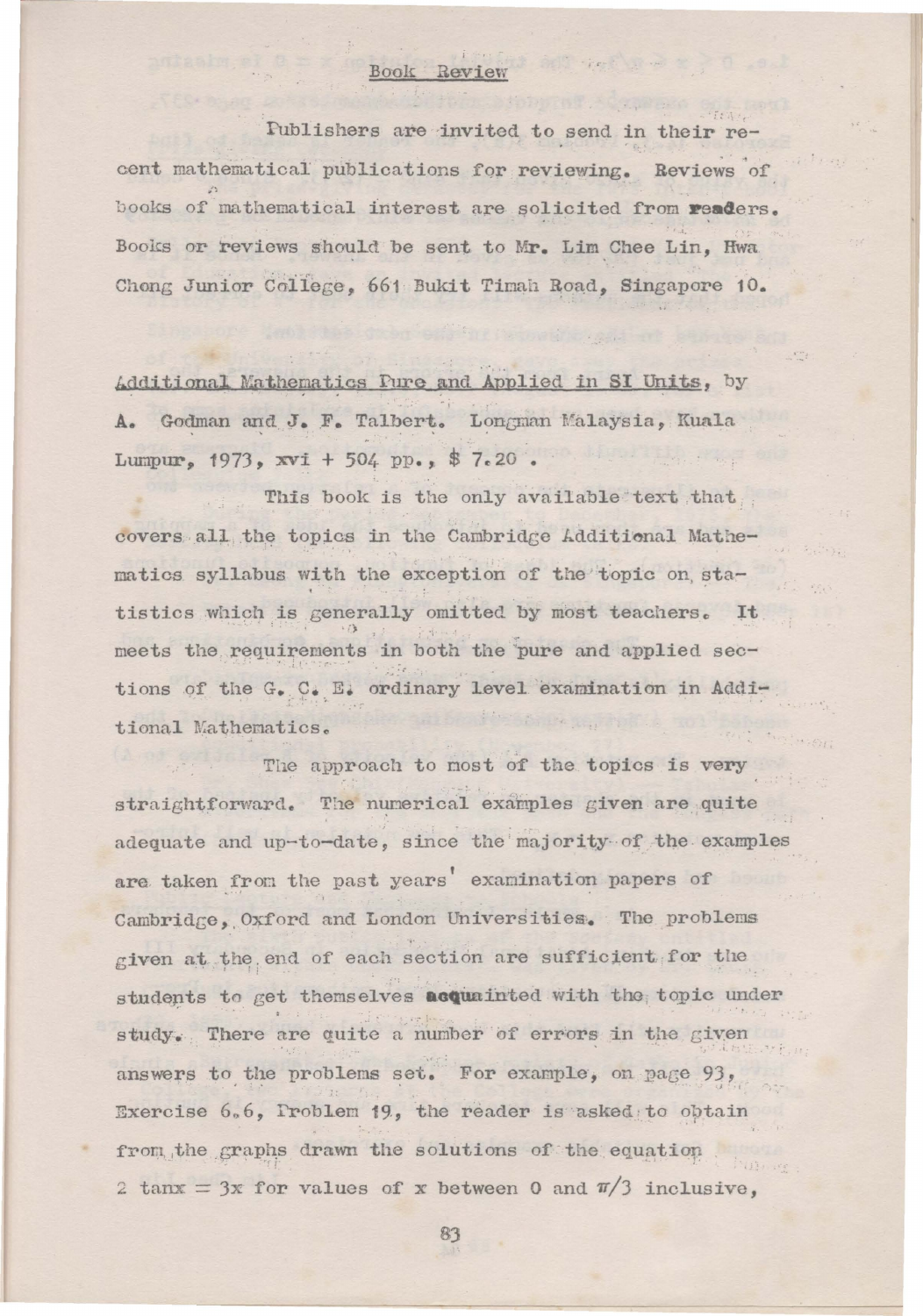## Book Review

Publishers are invited to send in their recent mathematical publications for reviewing. Reviews of books of mathematical interest are solicited from readers. Books or reviews should be sent to Mr. Lim Chee Lin, Hwa Chong Junior College, 661 Bukit Timah Road, Singapore 10.

Additional Mathematics Pure and Applied in SI Units, by A. Godman and J. F. Talbert. Longman Malaysia, Kuala Lumpur, 1973, xvi + 504 pp., $ 7.20 .

This book is the only available text that covers all the topics in the Cambridge Additional Mathematics syllabus with the exception of the topic on statistics which is generally omitted by most teachers. It meets the requirements in both the pure and applied sections of the G. C. E. ordinary level examination in Additional Mathematics.

The approach to most of the topics is very straightforward. The numerical examples given are quite adequate and up-to-date, since the majority of the examples are taken from the past years' examination papers of Cambridge, Oxford and London Universities. The problems given at the end of each section are sufficient for the students to get themselves acquainted with the topic under study. There are quite a number of errors in the given answers to the problems set. For example, on page 93, Exercise 6.6, Problem 19, the reader is asked to obtain from the graphs drawn the solutions of the equation $2 \tan x = 3x$ for values of x between 0 and $\pi/3$ inclusive,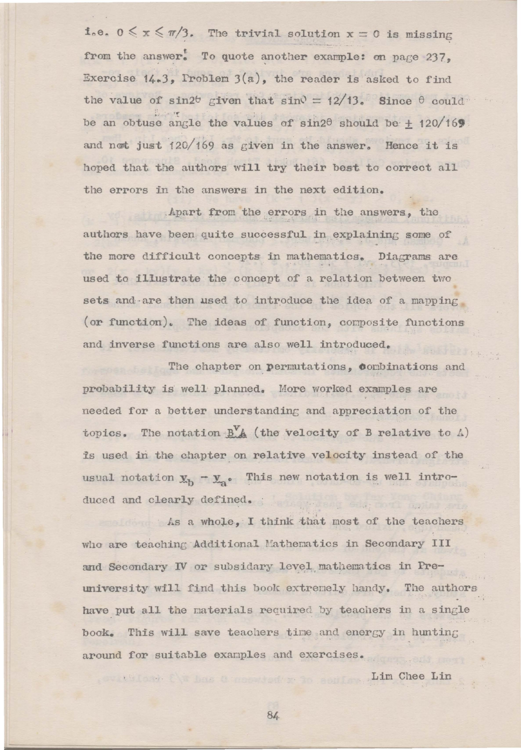i.e. $0 \leqslant x \leqslant \pi/3$. The trivial solution $x = 0$ is missing from the answer. To quote another example: on page 237, Exercise 14.3, Problem 3(a), the reader is asked to find the value of $\sin 2\theta$ given that $\sin\theta = 12/13$. Since $\theta$ could be an obtuse angle the values of $\sin 2\theta$ should be $\pm$ 120/169 and not just 120/169 as given in the answer. Hence it is hoped that the authors will try their best to correct all the errors in the answers in the next edition.

Apart from the errors in the answers, the authors have been quite successful in explaining some of the more difficult concepts in mathematics. Diagrams are used to illustrate the concept of a relation between two sets and are then used to introduce the idea of a mapping (or function). The ideas of function, composite functions and inverse functions are also well introduced.

The chapter on permutations, combinations and probability is well planned. More worked examples are needed for a better understanding and appreciation of the topics. The notation $_B\mathbf{V}_A$ (the velocity of B relative to A) is used in the chapter on relative velocity instead of the usual notation $\mathbf{v}_b - \mathbf{v}_a$. This new notation is well introduced and clearly defined.

As a whole, I think that most of the teachers who are teaching Additional Mathematics in Secondary III and Secondary IV or subsidary level mathematics in Pre-university will find this book extremely handy. The authors have put all the materials required by teachers in a single book. This will save teachers time and energy in hunting around for suitable examples and exercises.

Lim Chee Lin